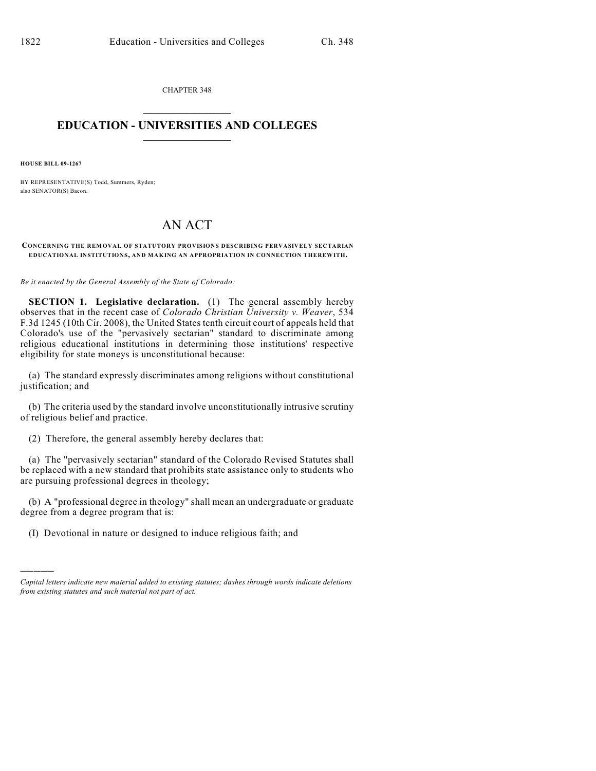CHAPTER 348

# EDUCATION - UNIVERSITIES AND COLLEGES

**HOUSE BILL 09-1267**

BY REPRESENTATIVE(S) Todd, Summers, Ryden;
also SENATOR(S) Bacon.

# AN ACT

**CONCERNING THE REMOVAL OF STATUTORY PROVISIONS DESCRIBING PERVASIVELY SECTARIAN EDUCATIONAL INSTITUTIONS, AND MAKING AN APPROPRIATION IN CONNECTION THEREWITH.**

*Be it enacted by the General Assembly of the State of Colorado:*

**SECTION 1. Legislative declaration.** (1) The general assembly hereby observes that in the recent case of *Colorado Christian University v. Weaver*, 534 F.3d 1245 (10th Cir. 2008), the United States tenth circuit court of appeals held that Colorado's use of the "pervasively sectarian" standard to discriminate among religious educational institutions in determining those institutions' respective eligibility for state moneys is unconstitutional because:

(a) The standard expressly discriminates among religions without constitutional justification; and

(b) The criteria used by the standard involve unconstitutionally intrusive scrutiny of religious belief and practice.

(2) Therefore, the general assembly hereby declares that:

(a) The "pervasively sectarian" standard of the Colorado Revised Statutes shall be replaced with a new standard that prohibits state assistance only to students who are pursuing professional degrees in theology;

(b) A "professional degree in theology" shall mean an undergraduate or graduate degree from a degree program that is:

(I) Devotional in nature or designed to induce religious faith; and

---

*Capital letters indicate new material added to existing statutes; dashes through words indicate deletions from existing statutes and such material not part of act.*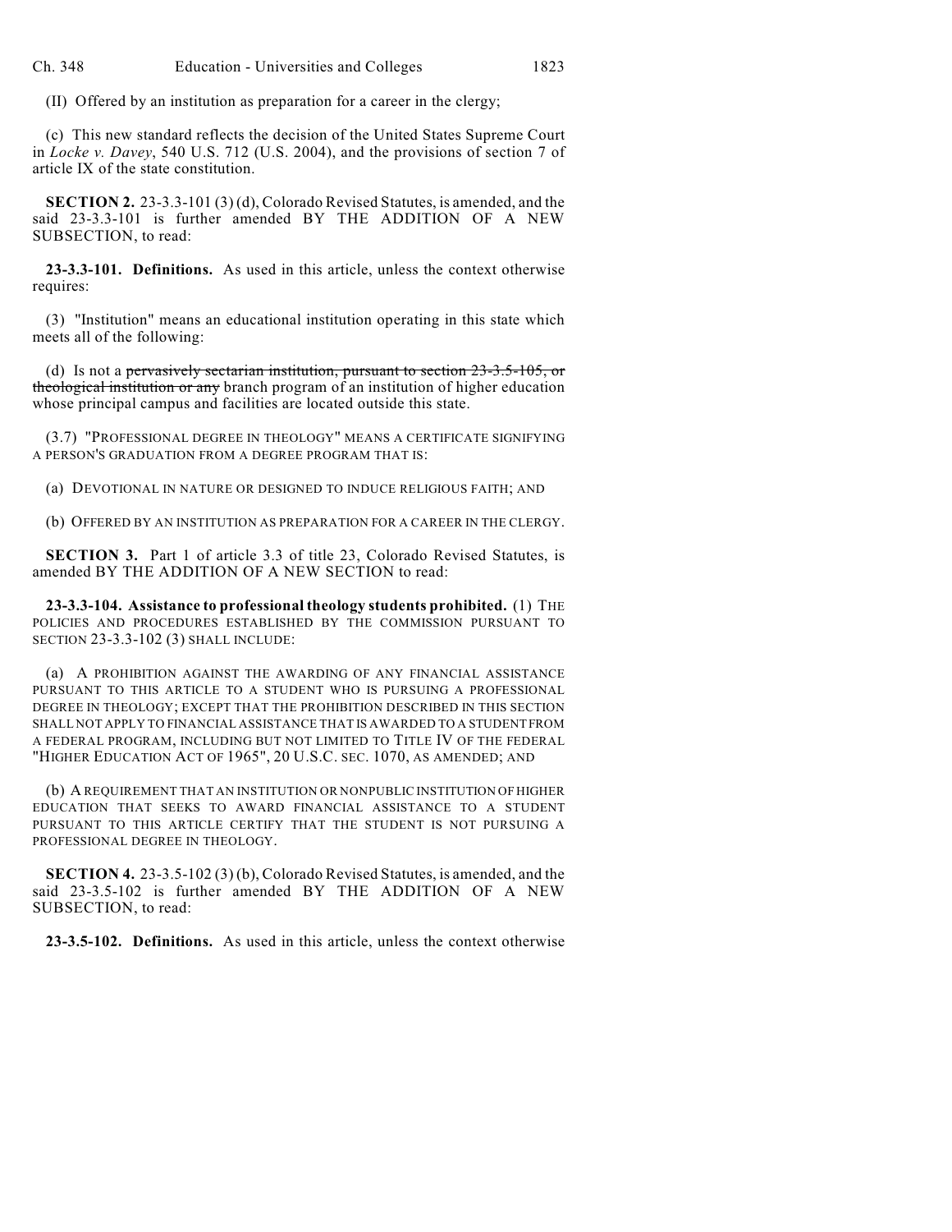(II) Offered by an institution as preparation for a career in the clergy;

(c) This new standard reflects the decision of the United States Supreme Court in *Locke v. Davey*, 540 U.S. 712 (U.S. 2004), and the provisions of section 7 of article IX of the state constitution.

**SECTION 2.** 23-3.3-101 (3) (d), Colorado Revised Statutes, is amended, and the said 23-3.3-101 is further amended BY THE ADDITION OF A NEW SUBSECTION, to read:

**23-3.3-101. Definitions.** As used in this article, unless the context otherwise requires:

(3) "Institution" means an educational institution operating in this state which meets all of the following:

(d) Is not a ~~pervasively sectarian institution, pursuant to section 23-3.5-105, or theological institution or any~~ branch program of an institution of higher education whose principal campus and facilities are located outside this state.

(3.7) "PROFESSIONAL DEGREE IN THEOLOGY" MEANS A CERTIFICATE SIGNIFYING A PERSON'S GRADUATION FROM A DEGREE PROGRAM THAT IS:

(a) DEVOTIONAL IN NATURE OR DESIGNED TO INDUCE RELIGIOUS FAITH; AND

(b) OFFERED BY AN INSTITUTION AS PREPARATION FOR A CAREER IN THE CLERGY.

**SECTION 3.** Part 1 of article 3.3 of title 23, Colorado Revised Statutes, is amended BY THE ADDITION OF A NEW SECTION to read:

**23-3.3-104. Assistance to professional theology students prohibited.** (1) THE POLICIES AND PROCEDURES ESTABLISHED BY THE COMMISSION PURSUANT TO SECTION 23-3.3-102 (3) SHALL INCLUDE:

(a) A PROHIBITION AGAINST THE AWARDING OF ANY FINANCIAL ASSISTANCE PURSUANT TO THIS ARTICLE TO A STUDENT WHO IS PURSUING A PROFESSIONAL DEGREE IN THEOLOGY; EXCEPT THAT THE PROHIBITION DESCRIBED IN THIS SECTION SHALL NOT APPLY TO FINANCIAL ASSISTANCE THAT IS AWARDED TO A STUDENT FROM A FEDERAL PROGRAM, INCLUDING BUT NOT LIMITED TO TITLE IV OF THE FEDERAL "HIGHER EDUCATION ACT OF 1965", 20 U.S.C. SEC. 1070, AS AMENDED; AND

(b) A REQUIREMENT THAT AN INSTITUTION OR NONPUBLIC INSTITUTION OF HIGHER EDUCATION THAT SEEKS TO AWARD FINANCIAL ASSISTANCE TO A STUDENT PURSUANT TO THIS ARTICLE CERTIFY THAT THE STUDENT IS NOT PURSUING A PROFESSIONAL DEGREE IN THEOLOGY.

**SECTION 4.** 23-3.5-102 (3) (b), Colorado Revised Statutes, is amended, and the said 23-3.5-102 is further amended BY THE ADDITION OF A NEW SUBSECTION, to read:

**23-3.5-102. Definitions.** As used in this article, unless the context otherwise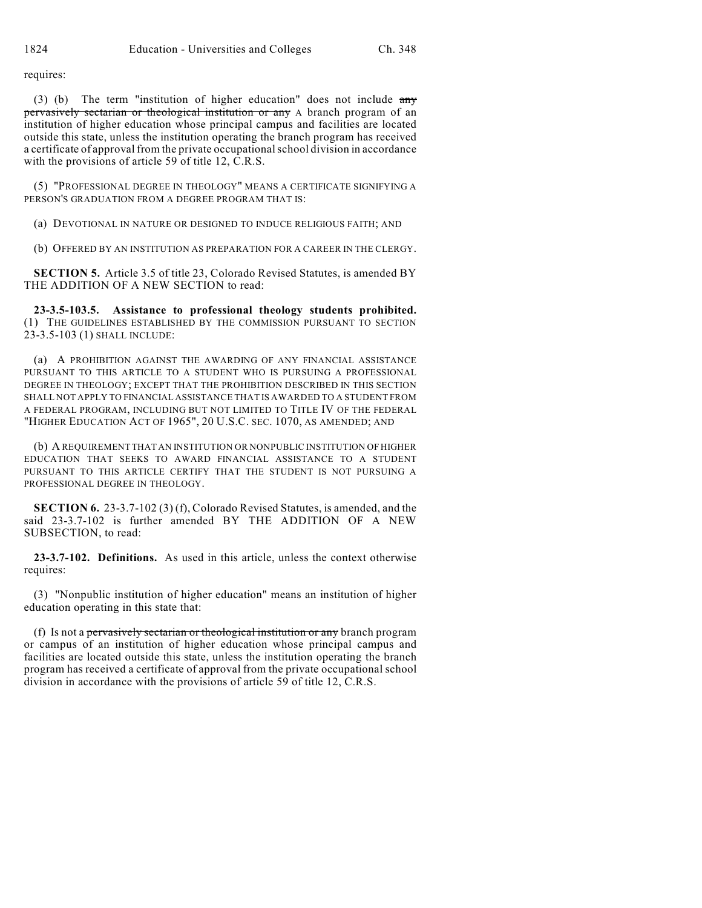requires:

(3) (b) The term "institution of higher education" does not include ~~any pervasively sectarian or theological institution or any~~ A branch program of an institution of higher education whose principal campus and facilities are located outside this state, unless the institution operating the branch program has received a certificate of approval from the private occupational school division in accordance with the provisions of article 59 of title 12, C.R.S.

(5) "PROFESSIONAL DEGREE IN THEOLOGY" MEANS A CERTIFICATE SIGNIFYING A PERSON'S GRADUATION FROM A DEGREE PROGRAM THAT IS:

(a) DEVOTIONAL IN NATURE OR DESIGNED TO INDUCE RELIGIOUS FAITH; AND

(b) OFFERED BY AN INSTITUTION AS PREPARATION FOR A CAREER IN THE CLERGY.

**SECTION 5.** Article 3.5 of title 23, Colorado Revised Statutes, is amended BY THE ADDITION OF A NEW SECTION to read:

**23-3.5-103.5. Assistance to professional theology students prohibited.** (1) THE GUIDELINES ESTABLISHED BY THE COMMISSION PURSUANT TO SECTION 23-3.5-103 (1) SHALL INCLUDE:

(a) A PROHIBITION AGAINST THE AWARDING OF ANY FINANCIAL ASSISTANCE PURSUANT TO THIS ARTICLE TO A STUDENT WHO IS PURSUING A PROFESSIONAL DEGREE IN THEOLOGY; EXCEPT THAT THE PROHIBITION DESCRIBED IN THIS SECTION SHALL NOT APPLY TO FINANCIAL ASSISTANCE THAT IS AWARDED TO A STUDENT FROM A FEDERAL PROGRAM, INCLUDING BUT NOT LIMITED TO TITLE IV OF THE FEDERAL "HIGHER EDUCATION ACT OF 1965", 20 U.S.C. SEC. 1070, AS AMENDED; AND

(b) A REQUIREMENT THAT AN INSTITUTION OR NONPUBLIC INSTITUTION OF HIGHER EDUCATION THAT SEEKS TO AWARD FINANCIAL ASSISTANCE TO A STUDENT PURSUANT TO THIS ARTICLE CERTIFY THAT THE STUDENT IS NOT PURSUING A PROFESSIONAL DEGREE IN THEOLOGY.

**SECTION 6.** 23-3.7-102 (3) (f), Colorado Revised Statutes, is amended, and the said 23-3.7-102 is further amended BY THE ADDITION OF A NEW SUBSECTION, to read:

**23-3.7-102. Definitions.** As used in this article, unless the context otherwise requires:

(3) "Nonpublic institution of higher education" means an institution of higher education operating in this state that:

(f) Is not a ~~pervasively sectarian or theological institution or any~~ branch program or campus of an institution of higher education whose principal campus and facilities are located outside this state, unless the institution operating the branch program has received a certificate of approval from the private occupational school division in accordance with the provisions of article 59 of title 12, C.R.S.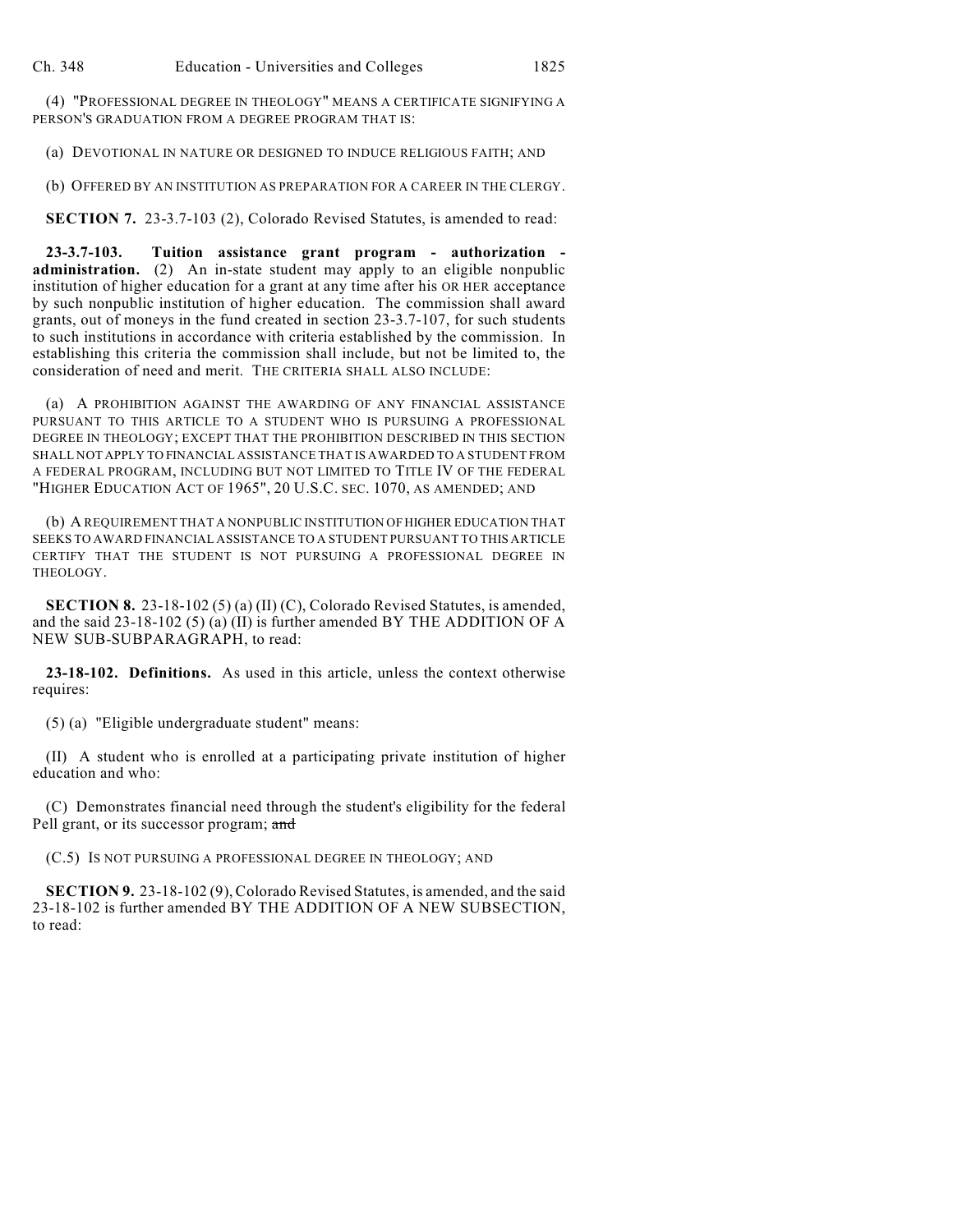(4) "PROFESSIONAL DEGREE IN THEOLOGY" MEANS A CERTIFICATE SIGNIFYING A PERSON'S GRADUATION FROM A DEGREE PROGRAM THAT IS:

(a) DEVOTIONAL IN NATURE OR DESIGNED TO INDUCE RELIGIOUS FAITH; AND

(b) OFFERED BY AN INSTITUTION AS PREPARATION FOR A CAREER IN THE CLERGY.

**SECTION 7.** 23-3.7-103 (2), Colorado Revised Statutes, is amended to read:

**23-3.7-103. Tuition assistance grant program - authorization - administration.** (2) An in-state student may apply to an eligible nonpublic institution of higher education for a grant at any time after his OR HER acceptance by such nonpublic institution of higher education. The commission shall award grants, out of moneys in the fund created in section 23-3.7-107, for such students to such institutions in accordance with criteria established by the commission. In establishing this criteria the commission shall include, but not be limited to, the consideration of need and merit. THE CRITERIA SHALL ALSO INCLUDE:

(a) A PROHIBITION AGAINST THE AWARDING OF ANY FINANCIAL ASSISTANCE PURSUANT TO THIS ARTICLE TO A STUDENT WHO IS PURSUING A PROFESSIONAL DEGREE IN THEOLOGY; EXCEPT THAT THE PROHIBITION DESCRIBED IN THIS SECTION SHALL NOT APPLY TO FINANCIAL ASSISTANCE THAT IS AWARDED TO A STUDENT FROM A FEDERAL PROGRAM, INCLUDING BUT NOT LIMITED TO TITLE IV OF THE FEDERAL "HIGHER EDUCATION ACT OF 1965", 20 U.S.C. SEC. 1070, AS AMENDED; AND

(b) A REQUIREMENT THAT A NONPUBLIC INSTITUTION OF HIGHER EDUCATION THAT SEEKS TO AWARD FINANCIAL ASSISTANCE TO A STUDENT PURSUANT TO THIS ARTICLE CERTIFY THAT THE STUDENT IS NOT PURSUING A PROFESSIONAL DEGREE IN THEOLOGY.

**SECTION 8.** 23-18-102 (5) (a) (II) (C), Colorado Revised Statutes, is amended, and the said 23-18-102 (5) (a) (II) is further amended BY THE ADDITION OF A NEW SUB-SUBPARAGRAPH, to read:

**23-18-102. Definitions.** As used in this article, unless the context otherwise requires:

(5) (a) "Eligible undergraduate student" means:

(II) A student who is enrolled at a participating private institution of higher education and who:

(C) Demonstrates financial need through the student's eligibility for the federal Pell grant, or its successor program; ~~and~~

(C.5) IS NOT PURSUING A PROFESSIONAL DEGREE IN THEOLOGY; AND

**SECTION 9.** 23-18-102 (9), Colorado Revised Statutes, is amended, and the said 23-18-102 is further amended BY THE ADDITION OF A NEW SUBSECTION, to read: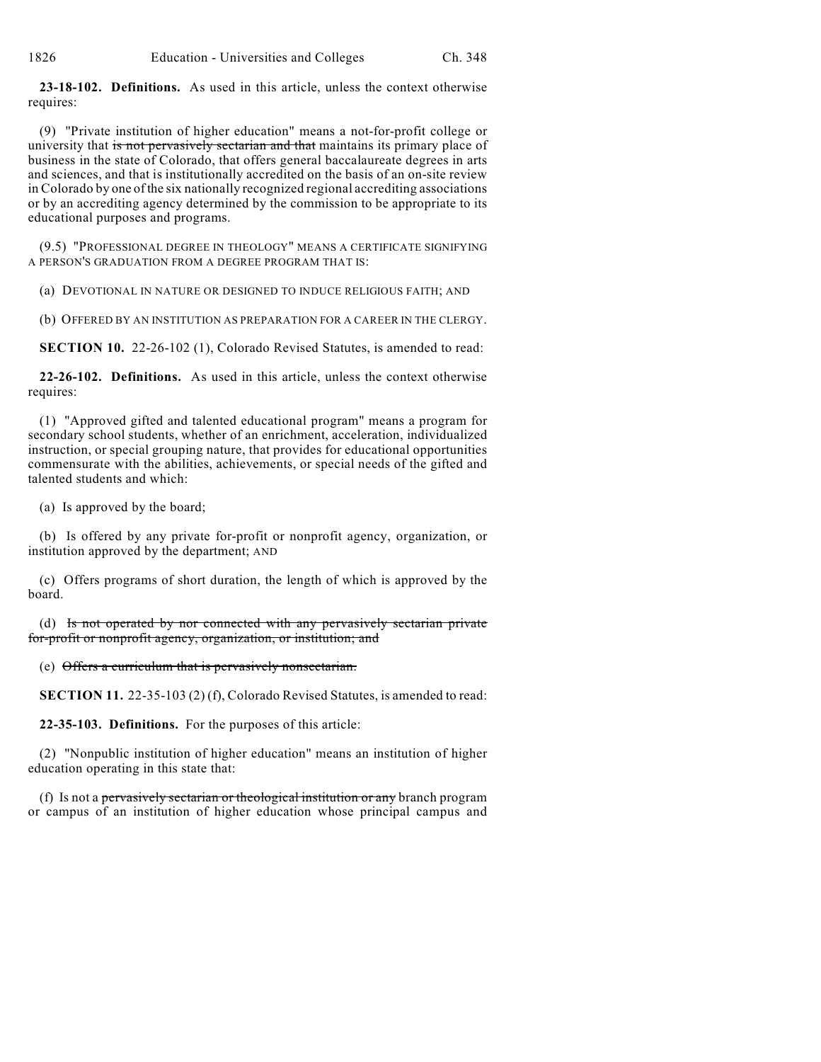**23-18-102. Definitions.** As used in this article, unless the context otherwise requires:

(9) "Private institution of higher education" means a not-for-profit college or university that ~~is not pervasively sectarian and that~~ maintains its primary place of business in the state of Colorado, that offers general baccalaureate degrees in arts and sciences, and that is institutionally accredited on the basis of an on-site review in Colorado by one of the six nationally recognized regional accrediting associations or by an accrediting agency determined by the commission to be appropriate to its educational purposes and programs.

(9.5) "PROFESSIONAL DEGREE IN THEOLOGY" MEANS A CERTIFICATE SIGNIFYING A PERSON'S GRADUATION FROM A DEGREE PROGRAM THAT IS:

(a) DEVOTIONAL IN NATURE OR DESIGNED TO INDUCE RELIGIOUS FAITH; AND

(b) OFFERED BY AN INSTITUTION AS PREPARATION FOR A CAREER IN THE CLERGY.

**SECTION 10.** 22-26-102 (1), Colorado Revised Statutes, is amended to read:

**22-26-102. Definitions.** As used in this article, unless the context otherwise requires:

(1) "Approved gifted and talented educational program" means a program for secondary school students, whether of an enrichment, acceleration, individualized instruction, or special grouping nature, that provides for educational opportunities commensurate with the abilities, achievements, or special needs of the gifted and talented students and which:

(a) Is approved by the board;

(b) Is offered by any private for-profit or nonprofit agency, organization, or institution approved by the department; AND

(c) Offers programs of short duration, the length of which is approved by the board.

(d) ~~Is not operated by nor connected with any pervasively sectarian private for-profit or nonprofit agency, organization, or institution; and~~

(e) ~~Offers a curriculum that is pervasively nonsectarian.~~

**SECTION 11.** 22-35-103 (2) (f), Colorado Revised Statutes, is amended to read:

**22-35-103. Definitions.** For the purposes of this article:

(2) "Nonpublic institution of higher education" means an institution of higher education operating in this state that:

(f) Is not a ~~pervasively sectarian or theological institution or any~~ branch program or campus of an institution of higher education whose principal campus and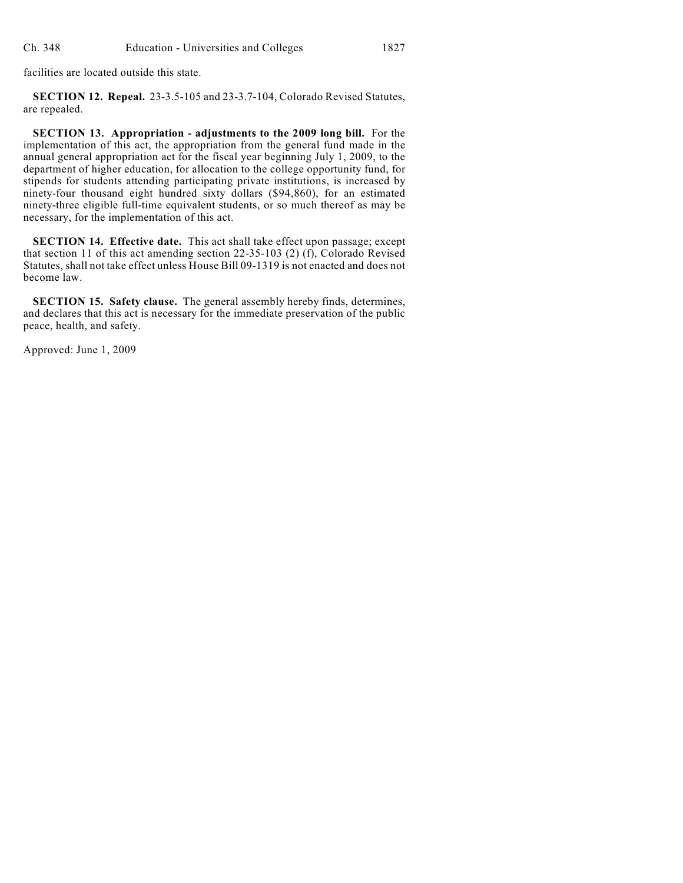facilities are located outside this state.

**SECTION 12. Repeal.** 23-3.5-105 and 23-3.7-104, Colorado Revised Statutes, are repealed.

**SECTION 13. Appropriation - adjustments to the 2009 long bill.** For the implementation of this act, the appropriation from the general fund made in the annual general appropriation act for the fiscal year beginning July 1, 2009, to the department of higher education, for allocation to the college opportunity fund, for stipends for students attending participating private institutions, is increased by ninety-four thousand eight hundred sixty dollars ($94,860), for an estimated ninety-three eligible full-time equivalent students, or so much thereof as may be necessary, for the implementation of this act.

**SECTION 14. Effective date.** This act shall take effect upon passage; except that section 11 of this act amending section 22-35-103 (2) (f), Colorado Revised Statutes, shall not take effect unless House Bill 09-1319 is not enacted and does not become law.

**SECTION 15. Safety clause.** The general assembly hereby finds, determines, and declares that this act is necessary for the immediate preservation of the public peace, health, and safety.

Approved: June 1, 2009